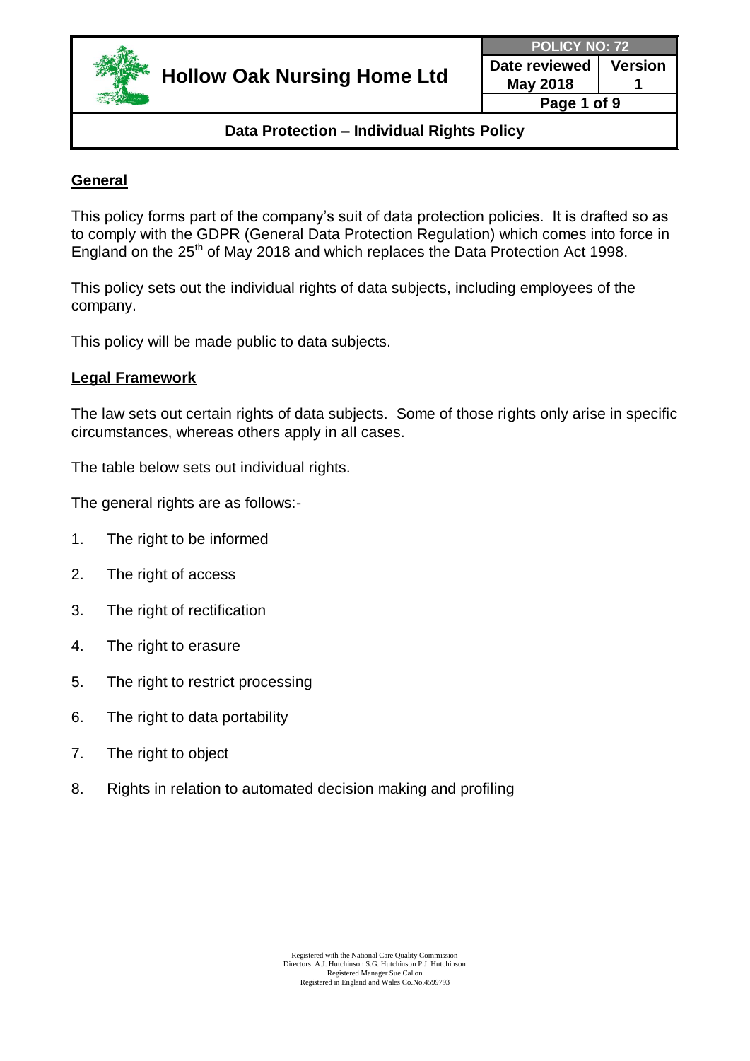# Hollow Oak Nursing Home Ltd

| POLICY NO: 72 | |
|---|---|
| Date reviewed May 2018 | Version 1 |

## Data Protection – Individual Rights Policy

### General

This policy forms part of the company's suit of data protection policies. It is drafted so as to comply with the GDPR (General Data Protection Regulation) which comes into force in England on the 25th of May 2018 and which replaces the Data Protection Act 1998.

This policy sets out the individual rights of data subjects, including employees of the company.

This policy will be made public to data subjects.

### Legal Framework

The law sets out certain rights of data subjects. Some of those rights only arise in specific circumstances, whereas others apply in all cases.

The table below sets out individual rights.

The general rights are as follows:-

1. The right to be informed
2. The right of access
3. The right of rectification
4. The right to erasure
5. The right to restrict processing
6. The right to data portability
7. The right to object
8. Rights in relation to automated decision making and profiling

Registered with the National Care Quality Commission
Directors: A.J. Hutchinson S.G. Hutchinson P.J. Hutchinson
Registered Manager Sue Callon
Registered in England and Wales Co.No.4599793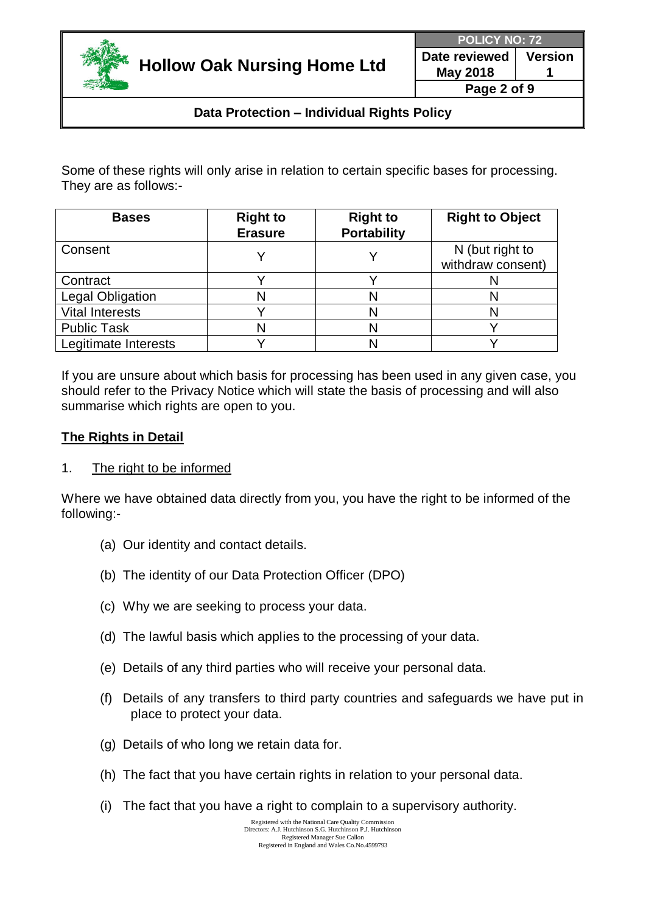Some of these rights will only arise in relation to certain specific bases for processing. They are as follows:-

| Bases | Right to Erasure | Right to Portability | Right to Object |
|---|---|---|---|
| Consent | Y | Y | N (but right to withdraw consent) |
| Contract | Y | Y | N |
| Legal Obligation | N | N | N |
| Vital Interests | Y | N | N |
| Public Task | N | N | Y |
| Legitimate Interests | Y | N | Y |

If you are unsure about which basis for processing has been used in any given case, you should refer to the Privacy Notice which will state the basis of processing and will also summarise which rights are open to you.

## The Rights in Detail

1. The right to be informed

Where we have obtained data directly from you, you have the right to be informed of the following:-

(a) Our identity and contact details.

(b) The identity of our Data Protection Officer (DPO)

(c) Why we are seeking to process your data.

(d) The lawful basis which applies to the processing of your data.

(e) Details of any third parties who will receive your personal data.

(f) Details of any transfers to third party countries and safeguards we have put in place to protect your data.

(g) Details of who long we retain data for.

(h) The fact that you have certain rights in relation to your personal data.

(i) The fact that you have a right to complain to a supervisory authority.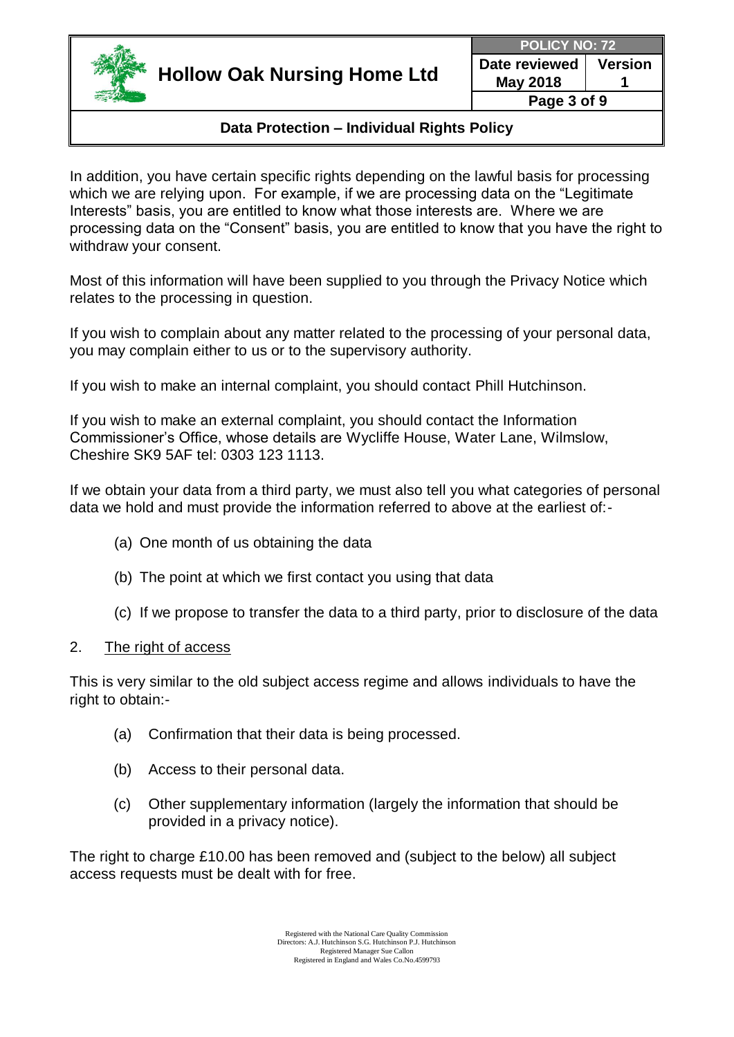In addition, you have certain specific rights depending on the lawful basis for processing which we are relying upon. For example, if we are processing data on the "Legitimate Interests" basis, you are entitled to know what those interests are. Where we are processing data on the "Consent" basis, you are entitled to know that you have the right to withdraw your consent.

Most of this information will have been supplied to you through the Privacy Notice which relates to the processing in question.

If you wish to complain about any matter related to the processing of your personal data, you may complain either to us or to the supervisory authority.

If you wish to make an internal complaint, you should contact Phill Hutchinson.

If you wish to make an external complaint, you should contact the Information Commissioner's Office, whose details are Wycliffe House, Water Lane, Wilmslow, Cheshire SK9 5AF tel: 0303 123 1113.

If we obtain your data from a third party, we must also tell you what categories of personal data we hold and must provide the information referred to above at the earliest of:-

(a) One month of us obtaining the data

(b) The point at which we first contact you using that data

(c) If we propose to transfer the data to a third party, prior to disclosure of the data

2. <u>The right of access</u>

This is very similar to the old subject access regime and allows individuals to have the right to obtain:-

(a) Confirmation that their data is being processed.

(b) Access to their personal data.

(c) Other supplementary information (largely the information that should be provided in a privacy notice).

The right to charge £10.00 has been removed and (subject to the below) all subject access requests must be dealt with for free.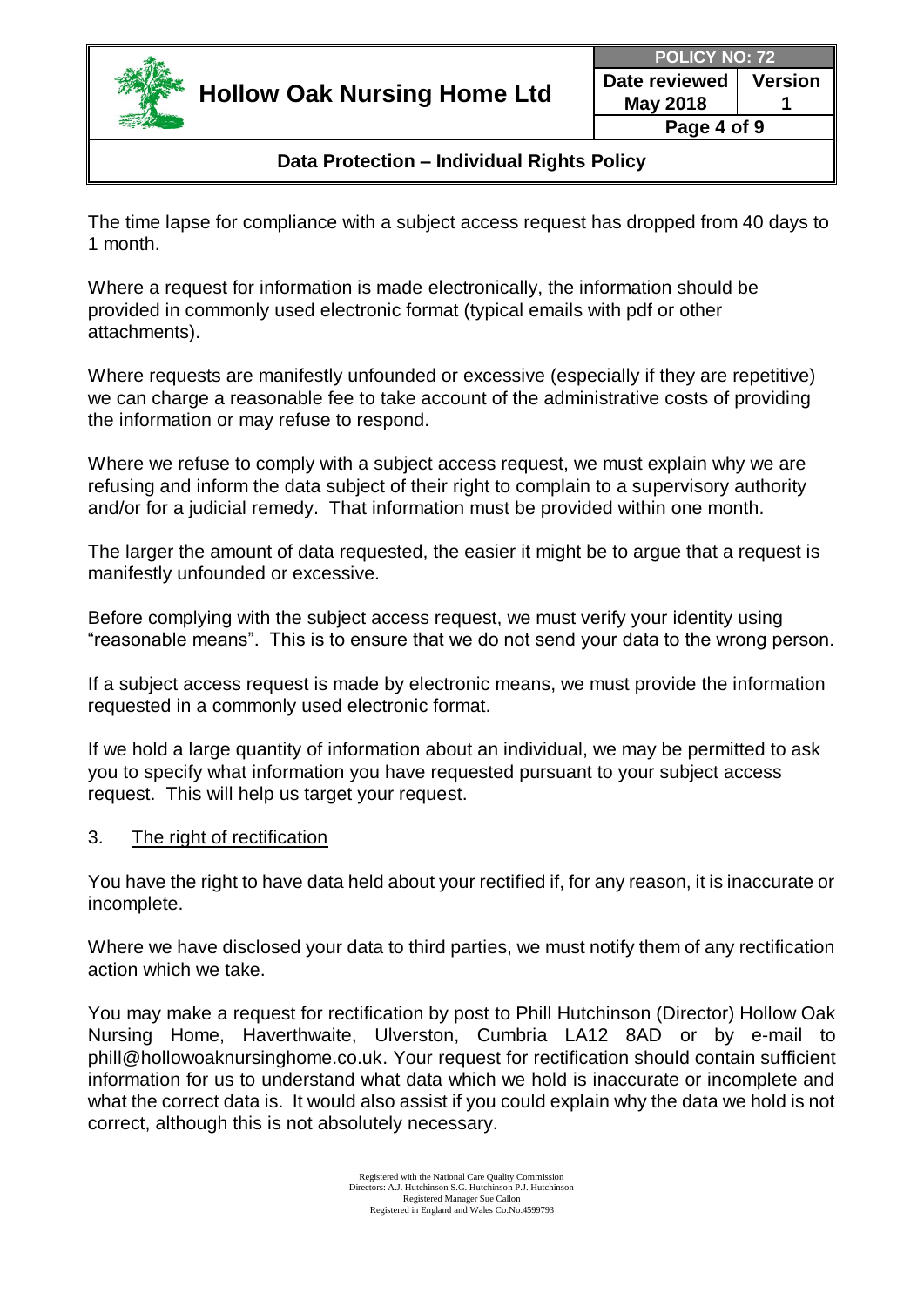The time lapse for compliance with a subject access request has dropped from 40 days to 1 month.

Where a request for information is made electronically, the information should be provided in commonly used electronic format (typical emails with pdf or other attachments).

Where requests are manifestly unfounded or excessive (especially if they are repetitive) we can charge a reasonable fee to take account of the administrative costs of providing the information or may refuse to respond.

Where we refuse to comply with a subject access request, we must explain why we are refusing and inform the data subject of their right to complain to a supervisory authority and/or for a judicial remedy. That information must be provided within one month.

The larger the amount of data requested, the easier it might be to argue that a request is manifestly unfounded or excessive.

Before complying with the subject access request, we must verify your identity using "reasonable means". This is to ensure that we do not send your data to the wrong person.

If a subject access request is made by electronic means, we must provide the information requested in a commonly used electronic format.

If we hold a large quantity of information about an individual, we may be permitted to ask you to specify what information you have requested pursuant to your subject access request. This will help us target your request.

3. <u>The right of rectification</u>

You have the right to have data held about your rectified if, for any reason, it is inaccurate or incomplete.

Where we have disclosed your data to third parties, we must notify them of any rectification action which we take.

You may make a request for rectification by post to Phill Hutchinson (Director) Hollow Oak Nursing Home, Haverthwaite, Ulverston, Cumbria LA12 8AD or by e-mail to phill@hollowoaknursinghome.co.uk. Your request for rectification should contain sufficient information for us to understand what data which we hold is inaccurate or incomplete and what the correct data is. It would also assist if you could explain why the data we hold is not correct, although this is not absolutely necessary.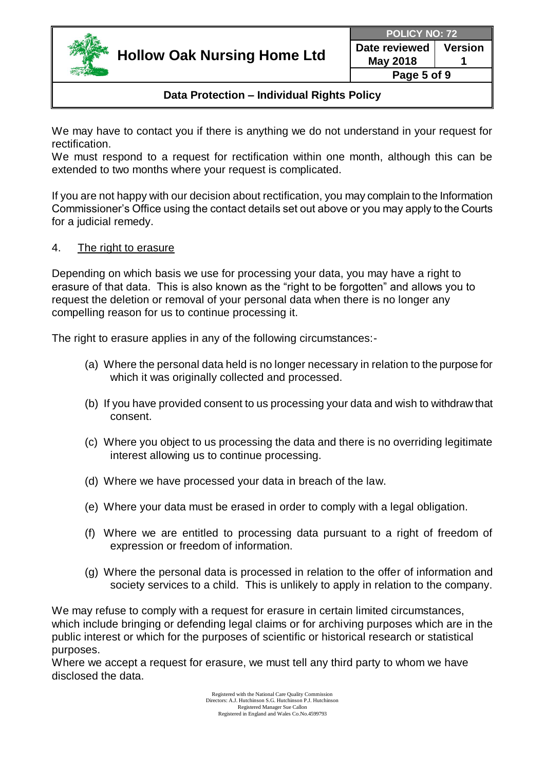We may have to contact you if there is anything we do not understand in your request for rectification.
We must respond to a request for rectification within one month, although this can be extended to two months where your request is complicated.

If you are not happy with our decision about rectification, you may complain to the Information Commissioner's Office using the contact details set out above or you may apply to the Courts for a judicial remedy.

4. The right to erasure

Depending on which basis we use for processing your data, you may have a right to erasure of that data. This is also known as the "right to be forgotten" and allows you to request the deletion or removal of your personal data when there is no longer any compelling reason for us to continue processing it.

The right to erasure applies in any of the following circumstances:-

(a) Where the personal data held is no longer necessary in relation to the purpose for which it was originally collected and processed.

(b) If you have provided consent to us processing your data and wish to withdraw that consent.

(c) Where you object to us processing the data and there is no overriding legitimate interest allowing us to continue processing.

(d) Where we have processed your data in breach of the law.

(e) Where your data must be erased in order to comply with a legal obligation.

(f) Where we are entitled to processing data pursuant to a right of freedom of expression or freedom of information.

(g) Where the personal data is processed in relation to the offer of information and society services to a child. This is unlikely to apply in relation to the company.

We may refuse to comply with a request for erasure in certain limited circumstances, which include bringing or defending legal claims or for archiving purposes which are in the public interest or which for the purposes of scientific or historical research or statistical purposes.
Where we accept a request for erasure, we must tell any third party to whom we have disclosed the data.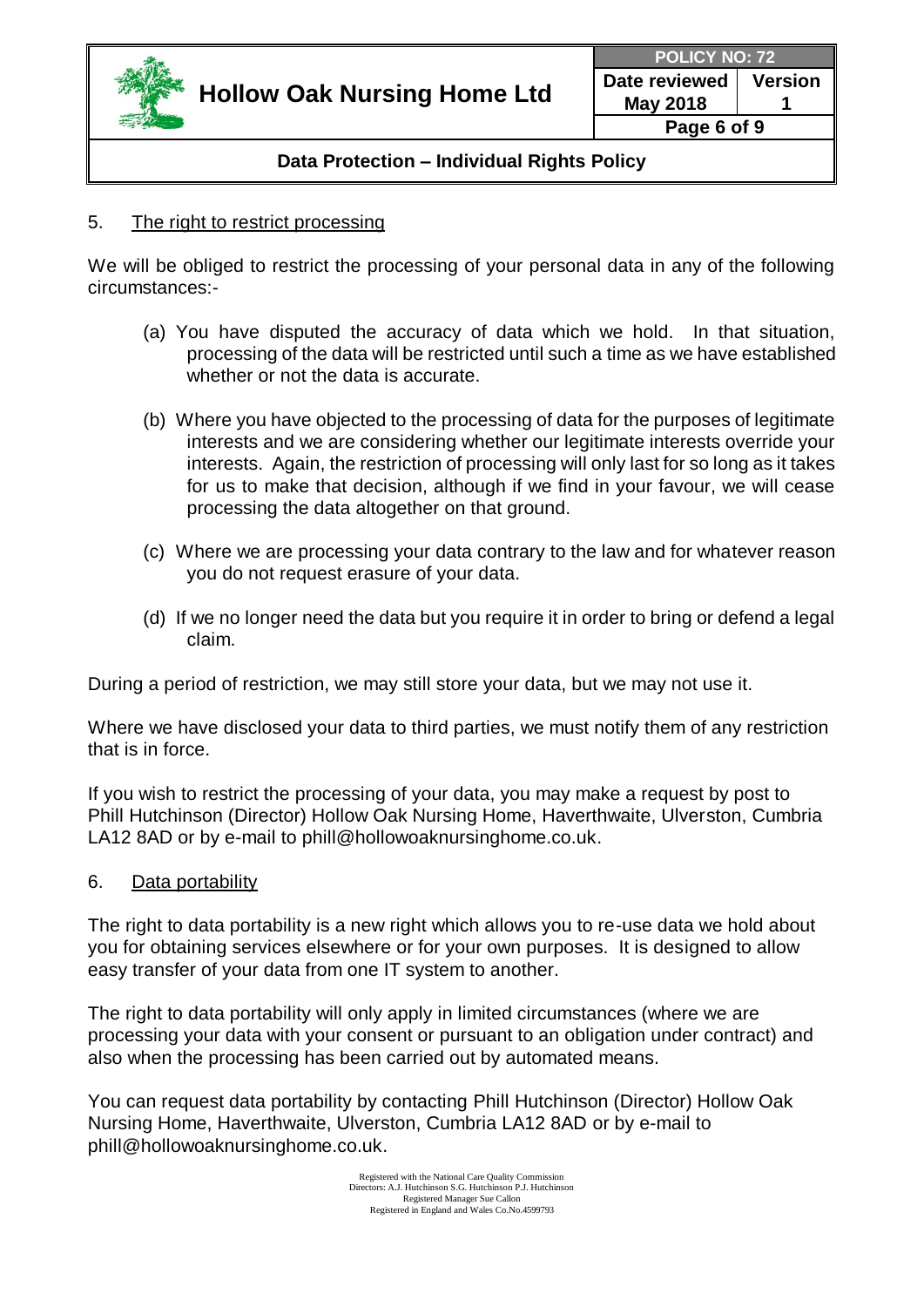5. The right to restrict processing

We will be obliged to restrict the processing of your personal data in any of the following circumstances:-

(a) You have disputed the accuracy of data which we hold. In that situation, processing of the data will be restricted until such a time as we have established whether or not the data is accurate.

(b) Where you have objected to the processing of data for the purposes of legitimate interests and we are considering whether our legitimate interests override your interests. Again, the restriction of processing will only last for so long as it takes for us to make that decision, although if we find in your favour, we will cease processing the data altogether on that ground.

(c) Where we are processing your data contrary to the law and for whatever reason you do not request erasure of your data.

(d) If we no longer need the data but you require it in order to bring or defend a legal claim.

During a period of restriction, we may still store your data, but we may not use it.

Where we have disclosed your data to third parties, we must notify them of any restriction that is in force.

If you wish to restrict the processing of your data, you may make a request by post to Phill Hutchinson (Director) Hollow Oak Nursing Home, Haverthwaite, Ulverston, Cumbria LA12 8AD or by e-mail to phill@hollowoaknursinghome.co.uk.

6. Data portability

The right to data portability is a new right which allows you to re-use data we hold about you for obtaining services elsewhere or for your own purposes. It is designed to allow easy transfer of your data from one IT system to another.

The right to data portability will only apply in limited circumstances (where we are processing your data with your consent or pursuant to an obligation under contract) and also when the processing has been carried out by automated means.

You can request data portability by contacting Phill Hutchinson (Director) Hollow Oak Nursing Home, Haverthwaite, Ulverston, Cumbria LA12 8AD or by e-mail to phill@hollowoaknursinghome.co.uk.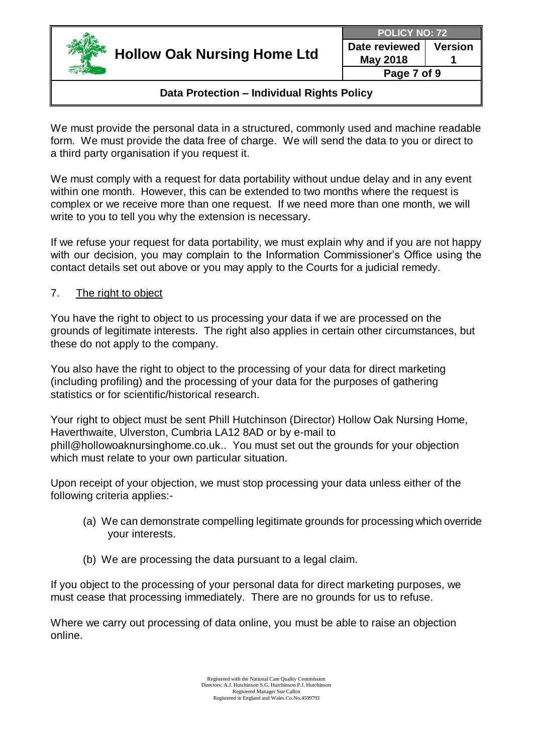We must provide the personal data in a structured, commonly used and machine readable form. We must provide the data free of charge. We will send the data to you or direct to a third party organisation if you request it.

We must comply with a request for data portability without undue delay and in any event within one month. However, this can be extended to two months where the request is complex or we receive more than one request. If we need more than one month, we will write to you to tell you why the extension is necessary.

If we refuse your request for data portability, we must explain why and if you are not happy with our decision, you may complain to the Information Commissioner's Office using the contact details set out above or you may apply to the Courts for a judicial remedy.

## 7. The right to object

You have the right to object to us processing your data if we are processed on the grounds of legitimate interests. The right also applies in certain other circumstances, but these do not apply to the company.

You also have the right to object to the processing of your data for direct marketing (including profiling) and the processing of your data for the purposes of gathering statistics or for scientific/historical research.

Your right to object must be sent Phill Hutchinson (Director) Hollow Oak Nursing Home, Haverthwaite, Ulverston, Cumbria LA12 8AD or by e-mail to phill@hollowoaknursinghome.co.uk.. You must set out the grounds for your objection which must relate to your own particular situation.

Upon receipt of your objection, we must stop processing your data unless either of the following criteria applies:-

(a) We can demonstrate compelling legitimate grounds for processing which override your interests.

(b) We are processing the data pursuant to a legal claim.

If you object to the processing of your personal data for direct marketing purposes, we must cease that processing immediately. There are no grounds for us to refuse.

Where we carry out processing of data online, you must be able to raise an objection online.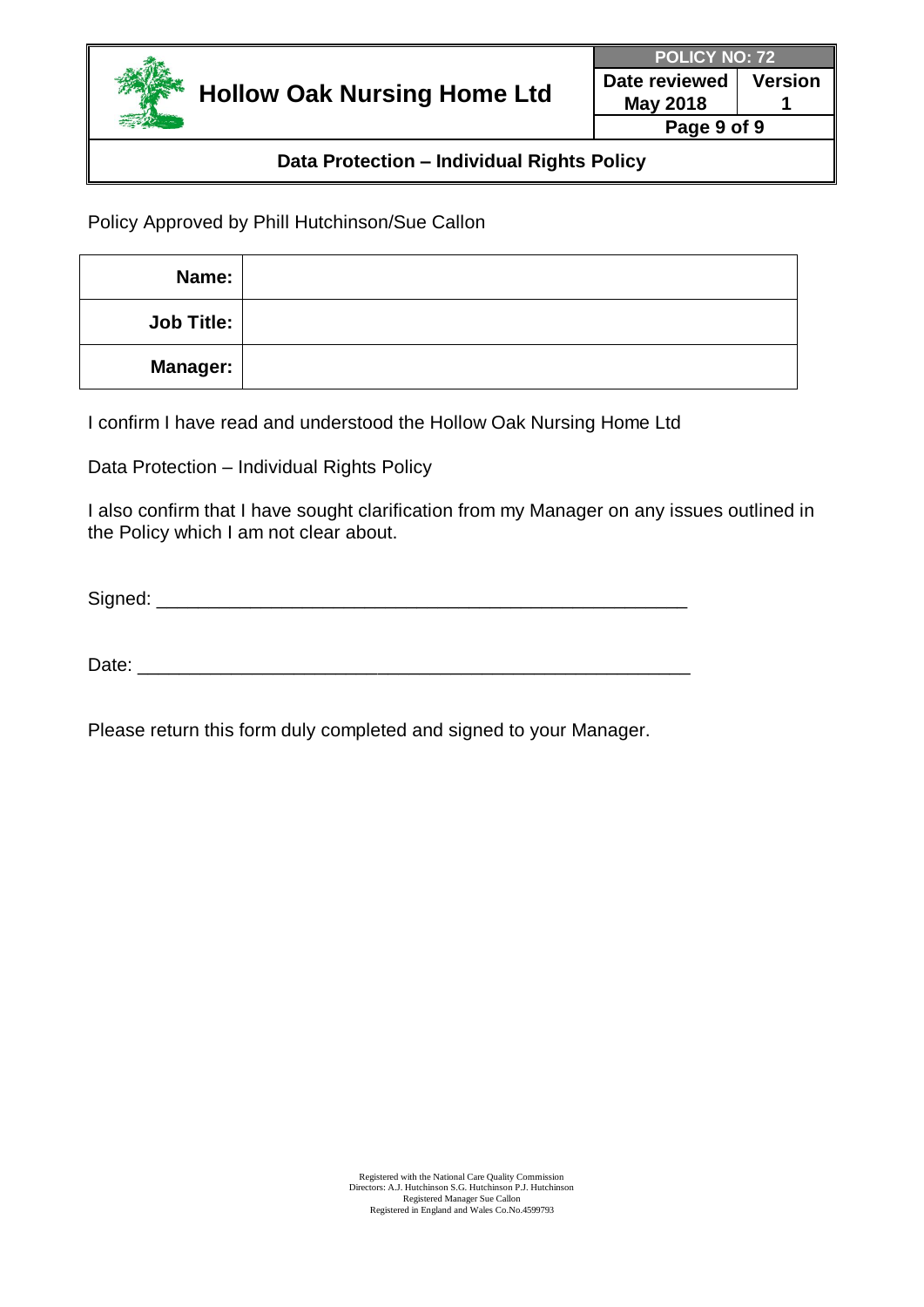Policy Approved by Phill Hutchinson/Sue Callon

| | |
|---|---|
| **Name:** | |
| **Job Title:** | |
| **Manager:** | |

I confirm I have read and understood the Hollow Oak Nursing Home Ltd

Data Protection – Individual Rights Policy

I also confirm that I have sought clarification from my Manager on any issues outlined in the Policy which I am not clear about.

Signed: ____________________________________________________

Date: ______________________________________________________

Please return this form duly completed and signed to your Manager.